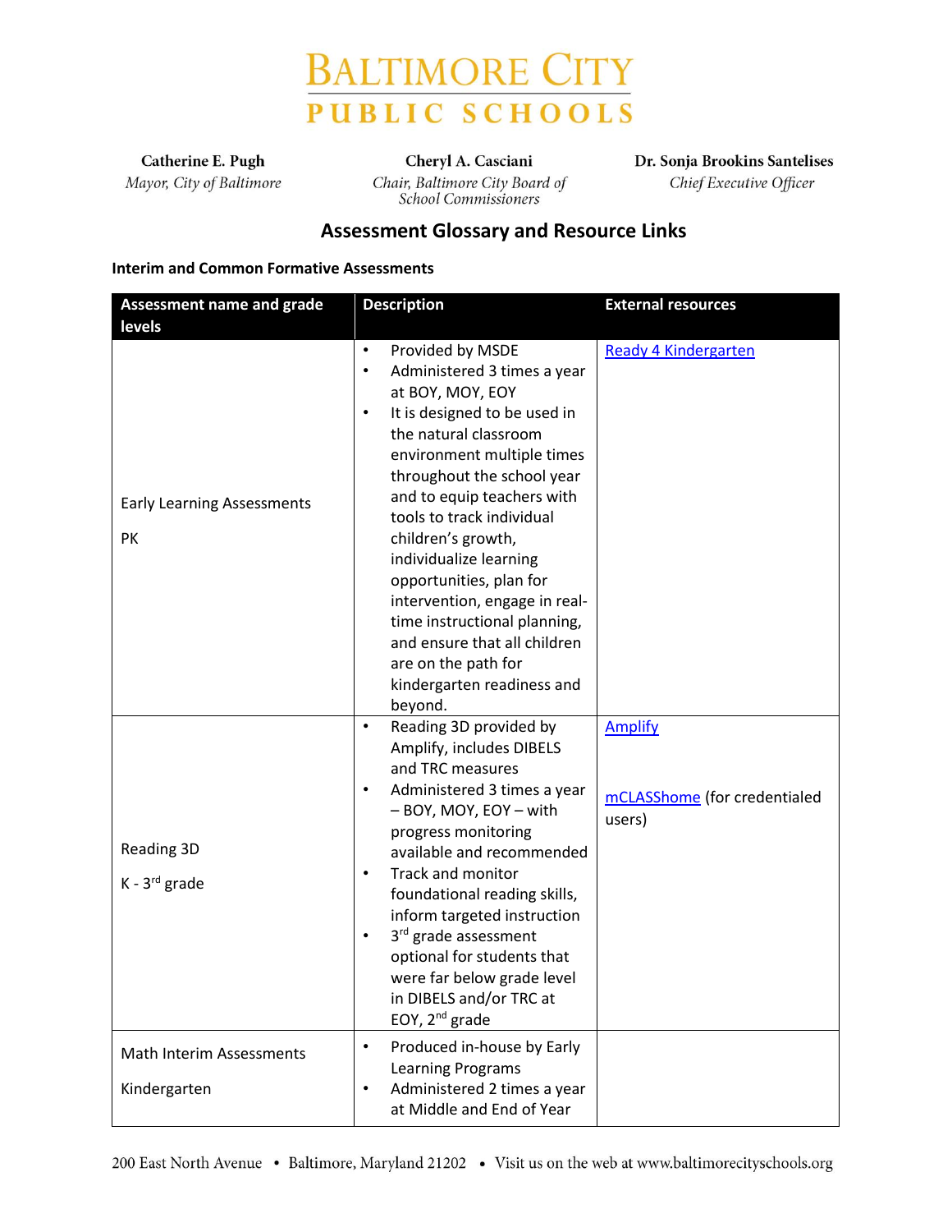# Baltimore City Public Schools

**Catherine E. Pugh**
*Mayor, City of Baltimore*

**Cheryl A. Casciani**
*Chair, Baltimore City Board of School Commissioners*

**Dr. Sonja Brookins Santelises**
*Chief Executive Officer*

## Assessment Glossary and Resource Links

### Interim and Common Formative Assessments

| Assessment name and grade levels | Description | External resources |
|---|---|---|
| Early Learning Assessments<br><br>PK | • Provided by MSDE<br>• Administered 3 times a year at BOY, MOY, EOY<br>• It is designed to be used in the natural classroom environment multiple times throughout the school year and to equip teachers with tools to track individual children's growth, individualize learning opportunities, plan for intervention, engage in real-time instructional planning, and ensure that all children are on the path for kindergarten readiness and beyond. | Ready 4 Kindergarten |
| Reading 3D<br><br>K - 3rd grade | • Reading 3D provided by Amplify, includes DIBELS and TRC measures<br>• Administered 3 times a year – BOY, MOY, EOY – with progress monitoring available and recommended<br>• Track and monitor foundational reading skills, inform targeted instruction<br>• 3rd grade assessment optional for students that were far below grade level in DIBELS and/or TRC at EOY, 2nd grade | Amplify<br><br>mCLASShome (for credentialed users) |
| Math Interim Assessments<br><br>Kindergarten | • Produced in-house by Early Learning Programs<br>• Administered 2 times a year at Middle and End of Year | |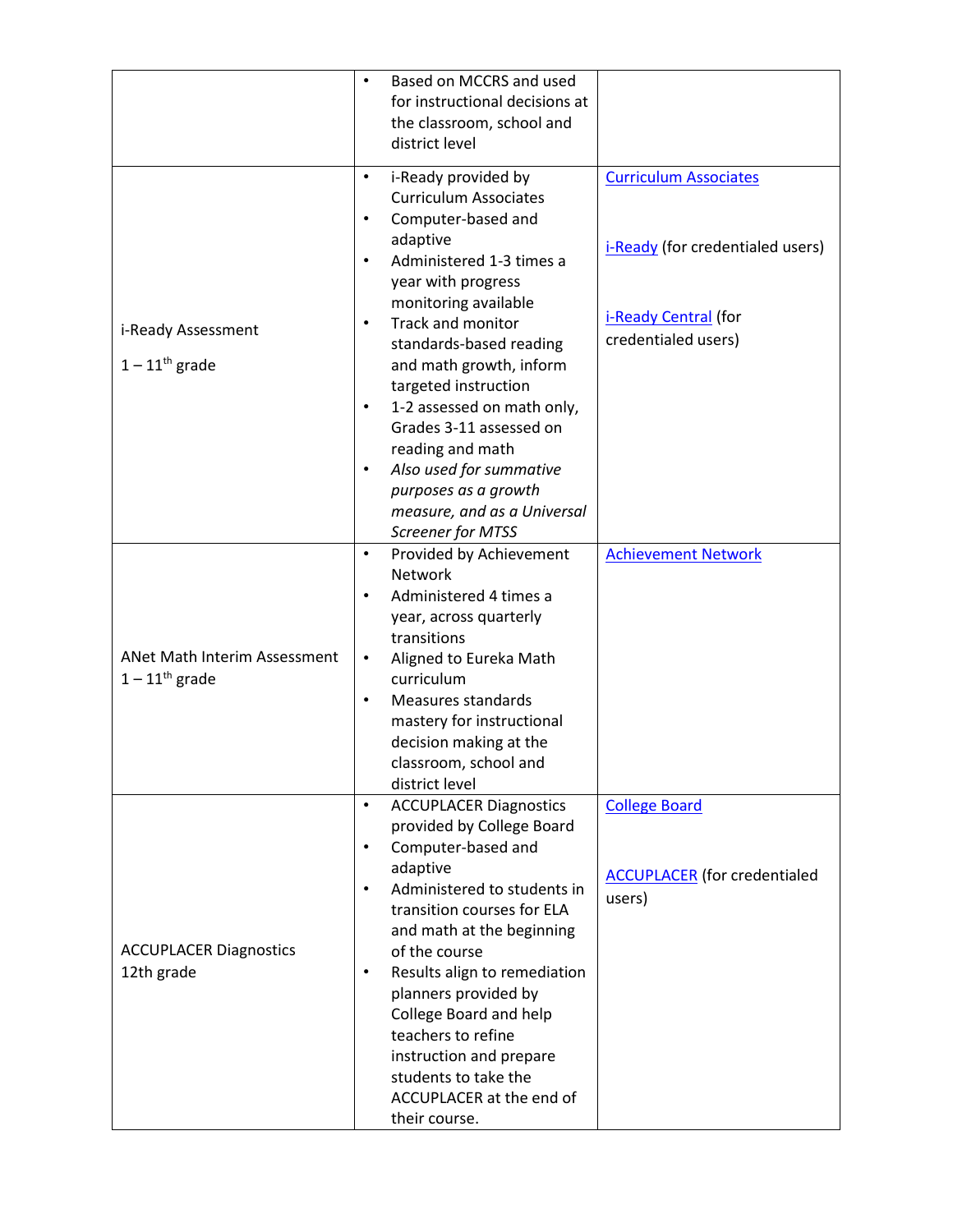| | | |
|---|---|---|
| | • Based on MCCRS and used for instructional decisions at the classroom, school and district level | |
| i-Ready Assessment<br><br>1 – 11th grade | • i-Ready provided by Curriculum Associates<br>• Computer-based and adaptive<br>• Administered 1-3 times a year with progress monitoring available<br>• Track and monitor standards-based reading and math growth, inform targeted instruction<br>• 1-2 assessed on math only, Grades 3-11 assessed on reading and math<br>• *Also used for summative purposes as a growth measure, and as a Universal Screener for MTSS* | Curriculum Associates<br><br>i-Ready (for credentialed users)<br><br>i-Ready Central (for credentialed users) |
| ANet Math Interim Assessment<br>1 – 11th grade | • Provided by Achievement Network<br>• Administered 4 times a year, across quarterly transitions<br>• Aligned to Eureka Math curriculum<br>• Measures standards mastery for instructional decision making at the classroom, school and district level | Achievement Network |
| ACCUPLACER Diagnostics<br>12th grade | • ACCUPLACER Diagnostics provided by College Board<br>• Computer-based and adaptive<br>• Administered to students in transition courses for ELA and math at the beginning of the course<br>• Results align to remediation planners provided by College Board and help teachers to refine instruction and prepare students to take the ACCUPLACER at the end of their course. | College Board<br><br>ACCUPLACER (for credentialed users) |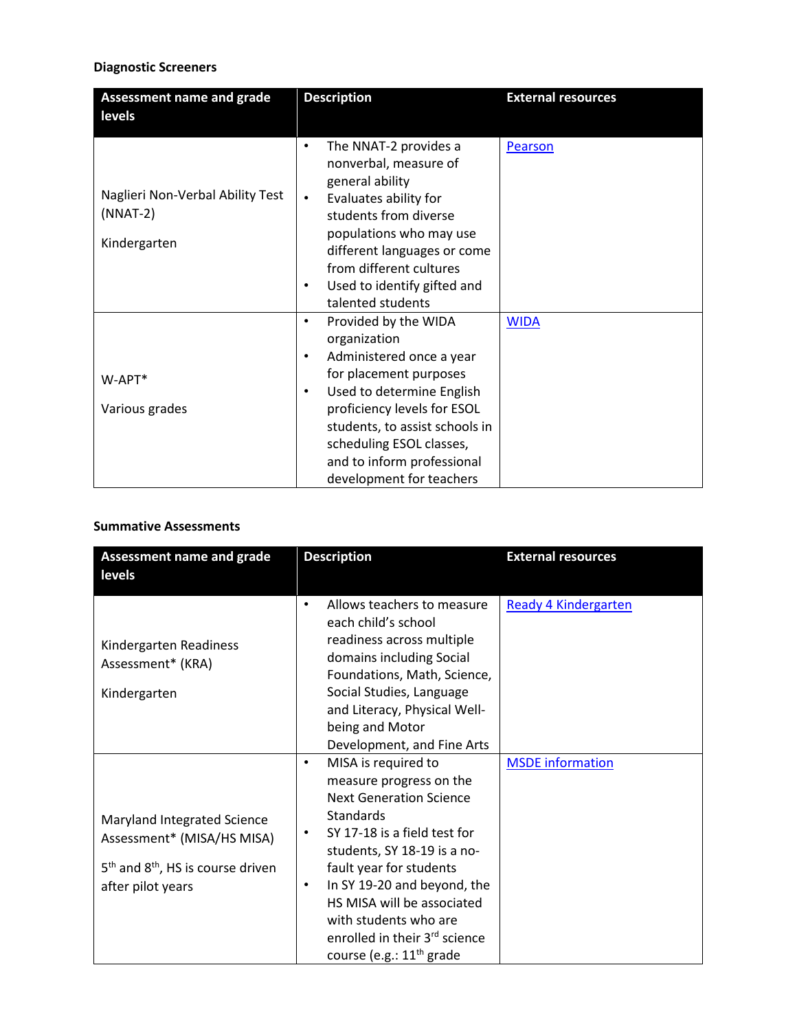**Diagnostic Screeners**

| Assessment name and grade levels | Description | External resources |
|---|---|---|
| Naglieri Non-Verbal Ability Test (NNAT-2)<br><br>Kindergarten | • The NNAT-2 provides a nonverbal, measure of general ability<br>• Evaluates ability for students from diverse populations who may use different languages or come from different cultures<br>• Used to identify gifted and talented students | Pearson |
| W-APT*<br><br>Various grades | • Provided by the WIDA organization<br>• Administered once a year for placement purposes<br>• Used to determine English proficiency levels for ESOL students, to assist schools in scheduling ESOL classes, and to inform professional development for teachers | WIDA |

**Summative Assessments**

| Assessment name and grade levels | Description | External resources |
|---|---|---|
| Kindergarten Readiness Assessment* (KRA)<br><br>Kindergarten | • Allows teachers to measure each child's school readiness across multiple domains including Social Foundations, Math, Science, Social Studies, Language and Literacy, Physical Well-being and Motor Development, and Fine Arts | Ready 4 Kindergarten |
| Maryland Integrated Science Assessment* (MISA/HS MISA)<br><br>5th and 8th, HS is course driven after pilot years | • MISA is required to measure progress on the Next Generation Science Standards<br>• SY 17-18 is a field test for students, SY 18-19 is a no-fault year for students<br>• In SY 19-20 and beyond, the HS MISA will be associated with students who are enrolled in their 3rd science course (e.g.: 11th grade | MSDE information |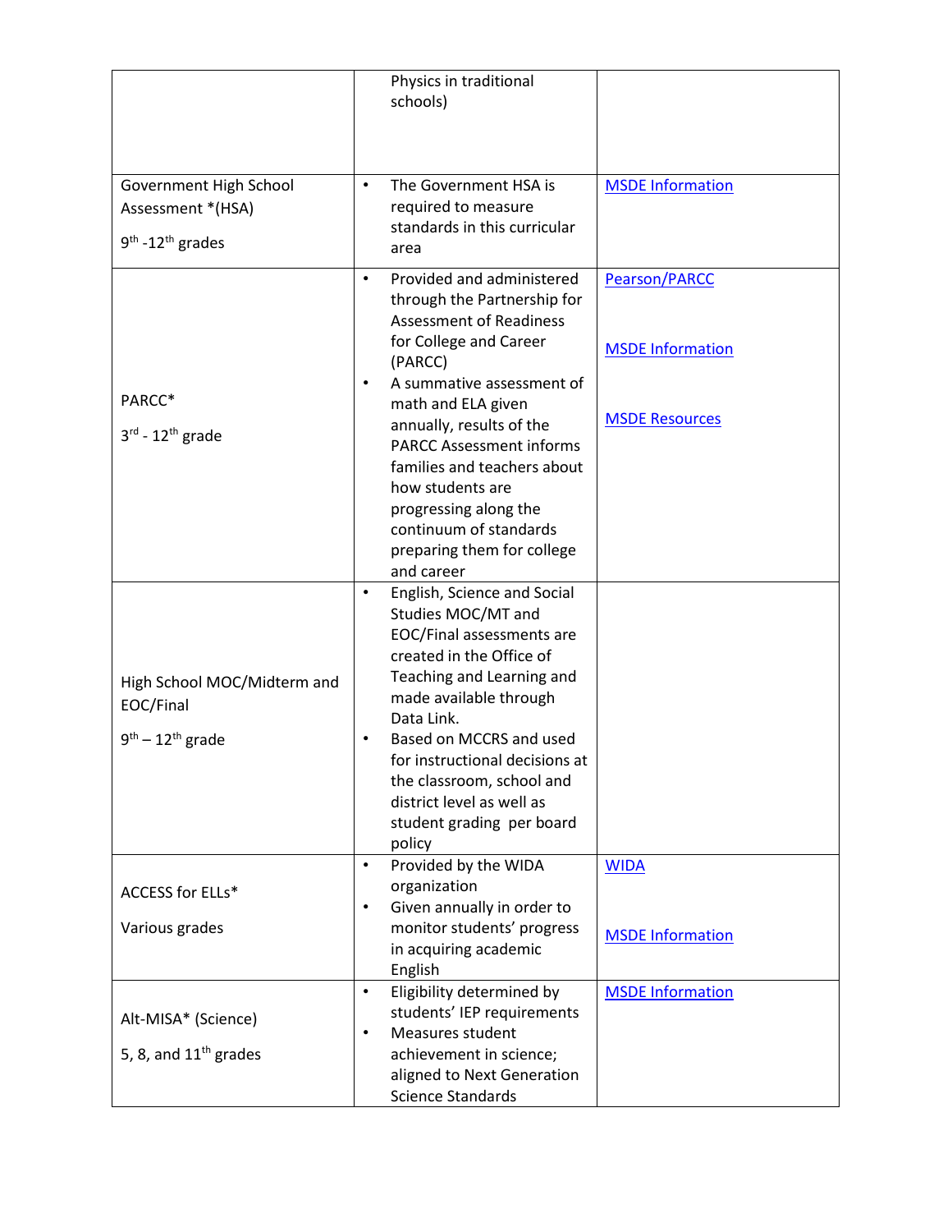| | | |
|---|---|---|
| | Physics in traditional schools) | |
| Government High School Assessment *(HSA)<br><br>9th -12th grades | • The Government HSA is required to measure standards in this curricular area | MSDE Information |
| PARCC*<br><br>3rd - 12th grade | • Provided and administered through the Partnership for Assessment of Readiness for College and Career (PARCC)<br>• A summative assessment of math and ELA given annually, results of the PARCC Assessment informs families and teachers about how students are progressing along the continuum of standards preparing them for college and career | Pearson/PARCC<br><br>MSDE Information<br><br>MSDE Resources |
| High School MOC/Midterm and EOC/Final<br><br>9th – 12th grade | • English, Science and Social Studies MOC/MT and EOC/Final assessments are created in the Office of Teaching and Learning and made available through Data Link.<br>• Based on MCCRS and used for instructional decisions at the classroom, school and district level as well as student grading per board policy | |
| ACCESS for ELLs*<br><br>Various grades | • Provided by the WIDA organization<br>• Given annually in order to monitor students' progress in acquiring academic English | WIDA<br><br>MSDE Information |
| Alt-MISA* (Science)<br><br>5, 8, and 11th grades | • Eligibility determined by students' IEP requirements<br>• Measures student achievement in science; aligned to Next Generation Science Standards | MSDE Information |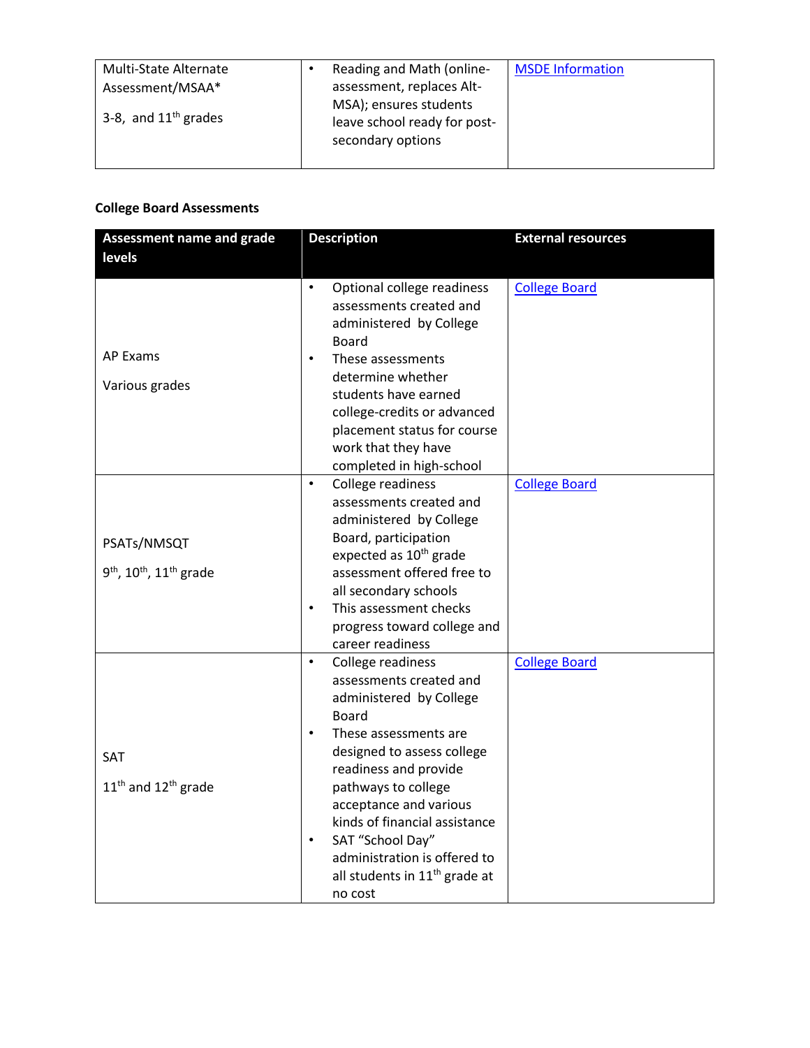| Multi-State Alternate Assessment/MSAA* 3-8, and 11th grades | • Reading and Math (online-assessment, replaces Alt-MSA); ensures students leave school ready for post-secondary options | [MSDE Information] |
|---|---|---|

**College Board Assessments**

| Assessment name and grade levels | Description | External resources |
|---|---|---|
| AP Exams<br><br>Various grades | • Optional college readiness assessments created and administered by College Board<br>• These assessments determine whether students have earned college-credits or advanced placement status for course work that they have completed in high-school | [College Board] |
| PSATs/NMSQT<br><br>9th, 10th, 11th grade | • College readiness assessments created and administered by College Board, participation expected as 10th grade assessment offered free to all secondary schools<br>• This assessment checks progress toward college and career readiness | [College Board] |
| SAT<br><br>11th and 12th grade | • College readiness assessments created and administered by College Board<br>• These assessments are designed to assess college readiness and provide pathways to college acceptance and various kinds of financial assistance<br>• SAT "School Day" administration is offered to all students in 11th grade at no cost | [College Board] |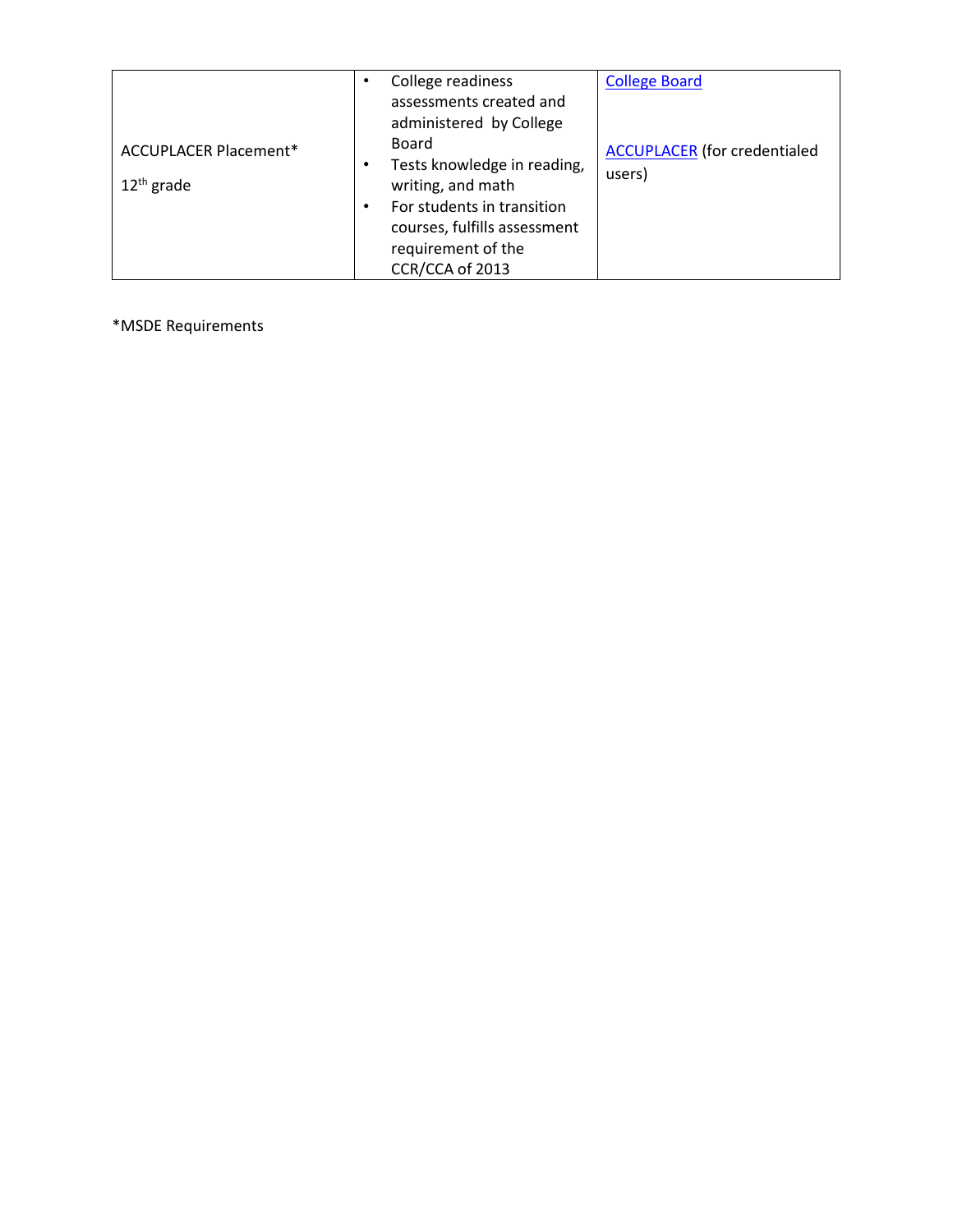| | | |
|---|---|---|
| ACCUPLACER Placement*<br><br>12th grade | • College readiness assessments created and administered by College Board<br>• Tests knowledge in reading, writing, and math<br>• For students in transition courses, fulfills assessment requirement of the CCR/CCA of 2013 | College Board<br><br>ACCUPLACER (for credentialed users) |

*MSDE Requirements